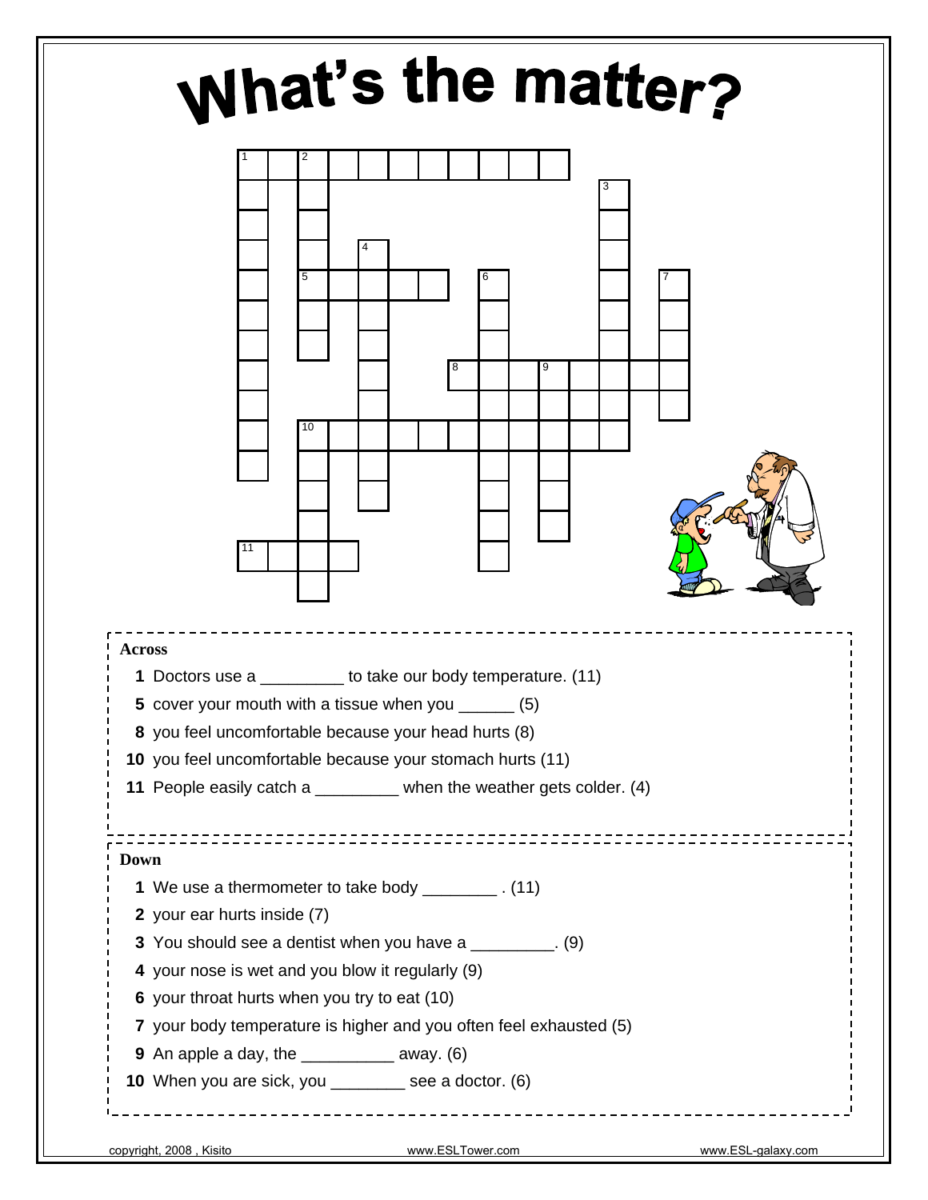# What's the matter?

**Across**

**1** Doctors use a _________ to take our body temperature. (11)

**5** cover your mouth with a tissue when you ______ (5)

**8** you feel uncomfortable because your head hurts (8)

**10** you feel uncomfortable because your stomach hurts (11)

**11** People easily catch a _________ when the weather gets colder. (4)

**Down**

**1** We use a thermometer to take body ________ . (11)

**2** your ear hurts inside (7)

**3** You should see a dentist when you have a _________. (9)

**4** your nose is wet and you blow it regularly (9)

**6** your throat hurts when you try to eat (10)

**7** your body temperature is higher and you often feel exhausted (5)

**9** An apple a day, the __________ away. (6)

**10** When you are sick, you ________ see a doctor. (6)

copyright, 2008 , Kisito www.ESLTower.com www.ESL-galaxy.com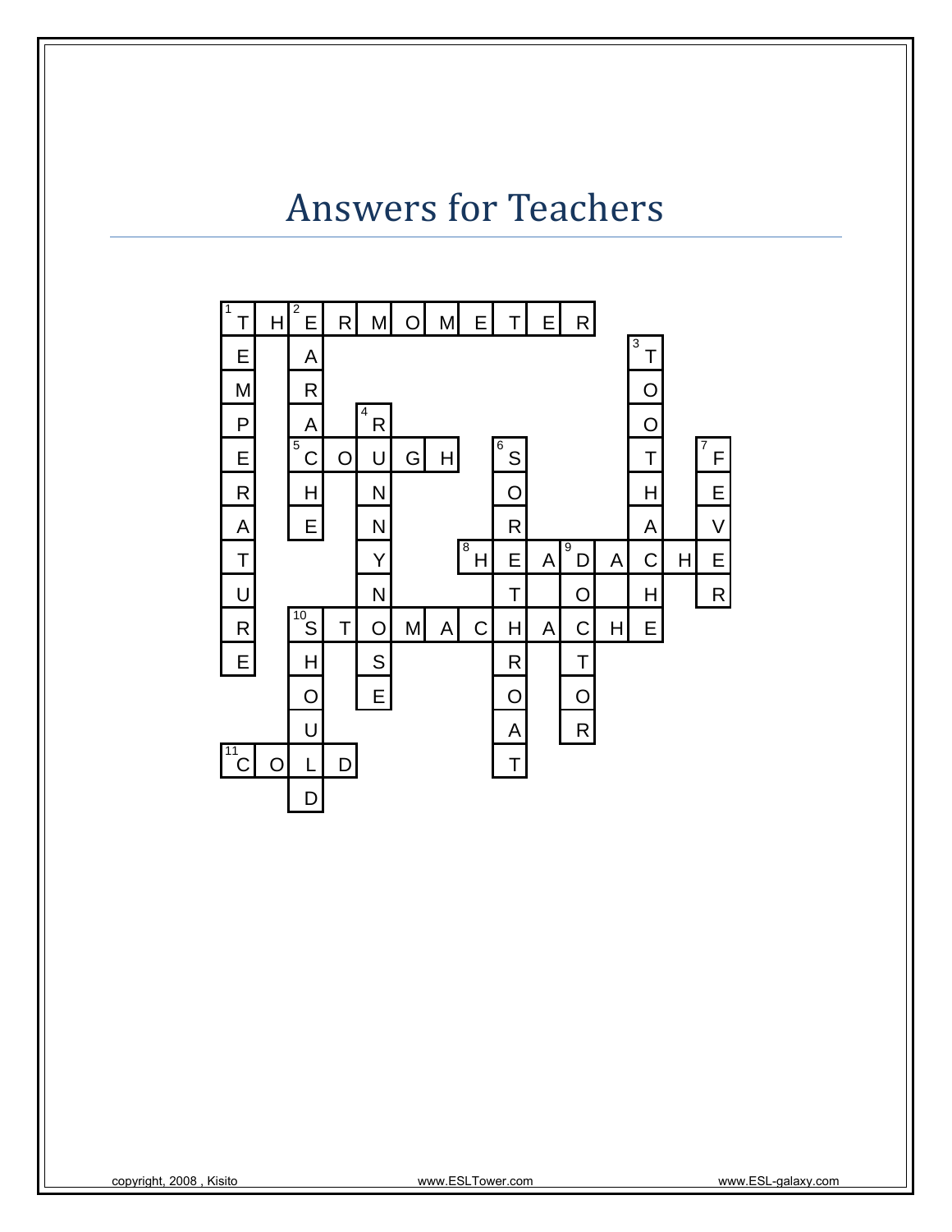# Answers for Teachers

| | | | | | | | | | | | | | | |
|---|---|---|---|---|---|---|---|---|---|---|---|---|---|---|
| 1 T | H | 2 E | R | M | O | M | E | T | E | R | | | | |
| E | | A | | | | | | | | | | 3 T | | |
| M | | R | | | | | | | | | | O | | |
| P | | A | | 4 R | | | | | | | | O | | |
| E | | 5 C | O | U | G | H | | 6 S | | | | T | | 7 F |
| R | | H | | N | | | | O | | | | H | | E |
| A | | E | | N | | | | R | | | | A | | V |
| T | | | | Y | | | 8 H | E | A | 9 D | A | C | H | E |
| U | | | | N | | | | T | | O | | H | | R |
| R | | 10 S | T | O | M | A | C | H | A | C | H | E | | |
| E | | H | | S | | | | R | | T | | | | |
| | | O | | E | | | | O | | O | | | | |
| | | U | | | | | | A | | R | | | | |
| 11 C | O | L | D | | | | | T | | | | | | |
| | | D | | | | | | | | | | | | |